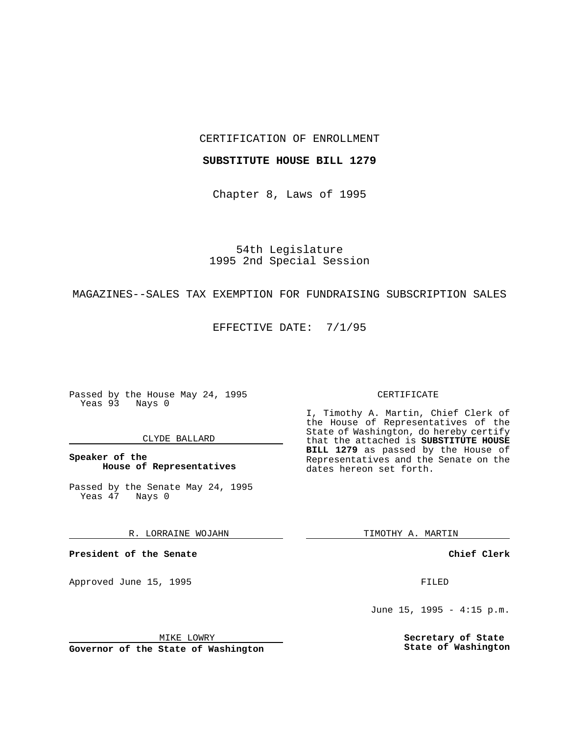CERTIFICATION OF ENROLLMENT

**SUBSTITUTE HOUSE BILL 1279**

Chapter 8, Laws of 1995

54th Legislature
1995 2nd Special Session

MAGAZINES--SALES TAX EXEMPTION FOR FUNDRAISING SUBSCRIPTION SALES

EFFECTIVE DATE: 7/1/95

Passed by the House May 24, 1995
Yeas 93 Nays 0

CLYDE BALLARD

**Speaker of the House of Representatives**

Passed by the Senate May 24, 1995
Yeas 47 Nays 0

R. LORRAINE WOJAHN

**President of the Senate**

Approved June 15, 1995

MIKE LOWRY

**Governor of the State of Washington**

CERTIFICATE

I, Timothy A. Martin, Chief Clerk of the House of Representatives of the State of Washington, do hereby certify that the attached is **SUBSTITUTE HOUSE BILL 1279** as passed by the House of Representatives and the Senate on the dates hereon set forth.

TIMOTHY A. MARTIN

**Chief Clerk**

FILED

June 15, 1995 - 4:15 p.m.

**Secretary of State**
**State of Washington**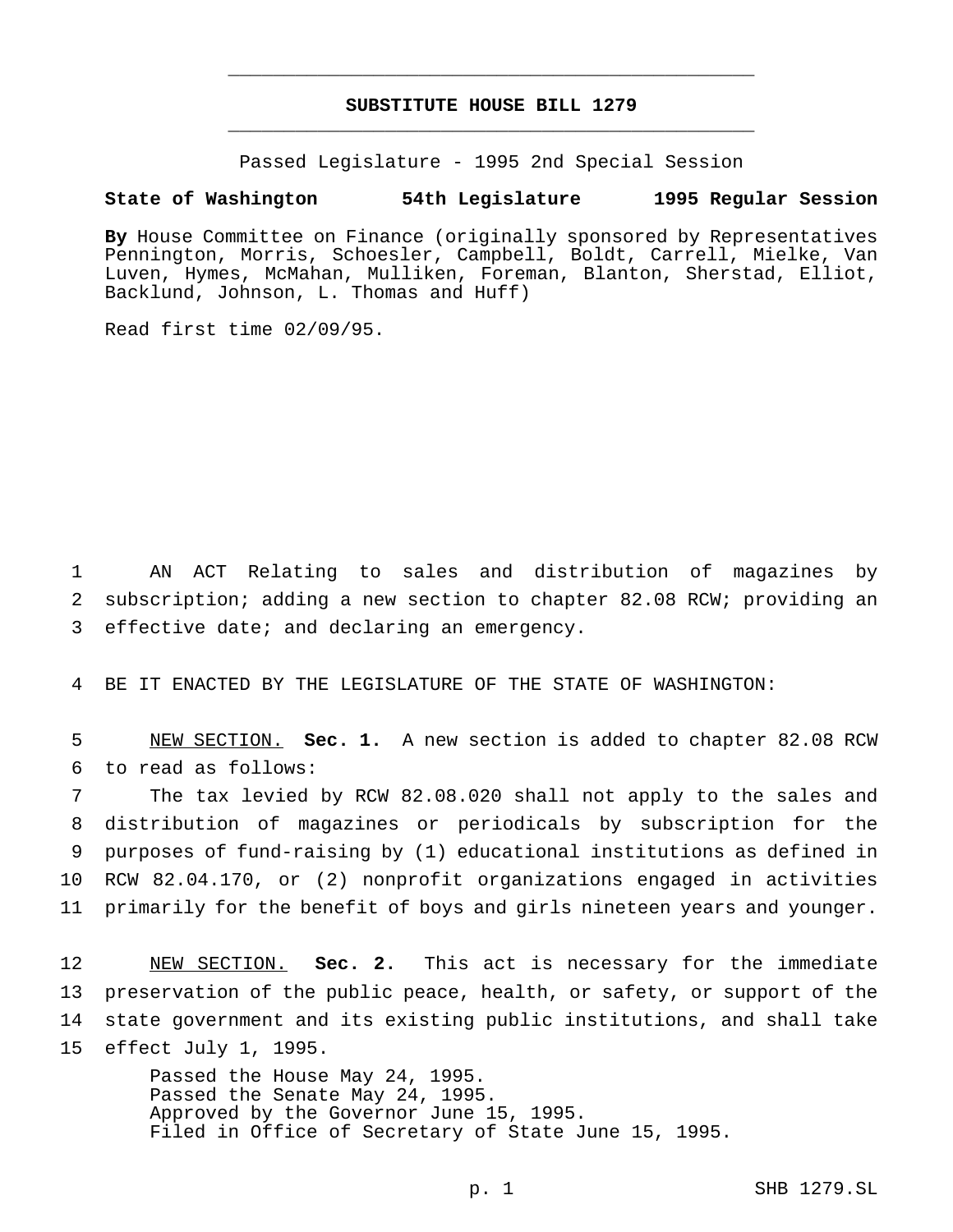# SUBSTITUTE HOUSE BILL 1279

Passed Legislature - 1995 2nd Special Session

**State of Washington 54th Legislature 1995 Regular Session**

**By** House Committee on Finance (originally sponsored by Representatives Pennington, Morris, Schoesler, Campbell, Boldt, Carrell, Mielke, Van Luven, Hymes, McMahan, Mulliken, Foreman, Blanton, Sherstad, Elliot, Backlund, Johnson, L. Thomas and Huff)

Read first time 02/09/95.

1 AN ACT Relating to sales and distribution of magazines by 2 subscription; adding a new section to chapter 82.08 RCW; providing an 3 effective date; and declaring an emergency.

4 BE IT ENACTED BY THE LEGISLATURE OF THE STATE OF WASHINGTON:

5 NEW SECTION. **Sec. 1.** A new section is added to chapter 82.08 RCW 6 to read as follows:

7 The tax levied by RCW 82.08.020 shall not apply to the sales and 8 distribution of magazines or periodicals by subscription for the 9 purposes of fund-raising by (1) educational institutions as defined in 10 RCW 82.04.170, or (2) nonprofit organizations engaged in activities 11 primarily for the benefit of boys and girls nineteen years and younger.

12 NEW SECTION. **Sec. 2.** This act is necessary for the immediate 13 preservation of the public peace, health, or safety, or support of the 14 state government and its existing public institutions, and shall take 15 effect July 1, 1995.

Passed the House May 24, 1995.
Passed the Senate May 24, 1995.
Approved by the Governor June 15, 1995.
Filed in Office of Secretary of State June 15, 1995.